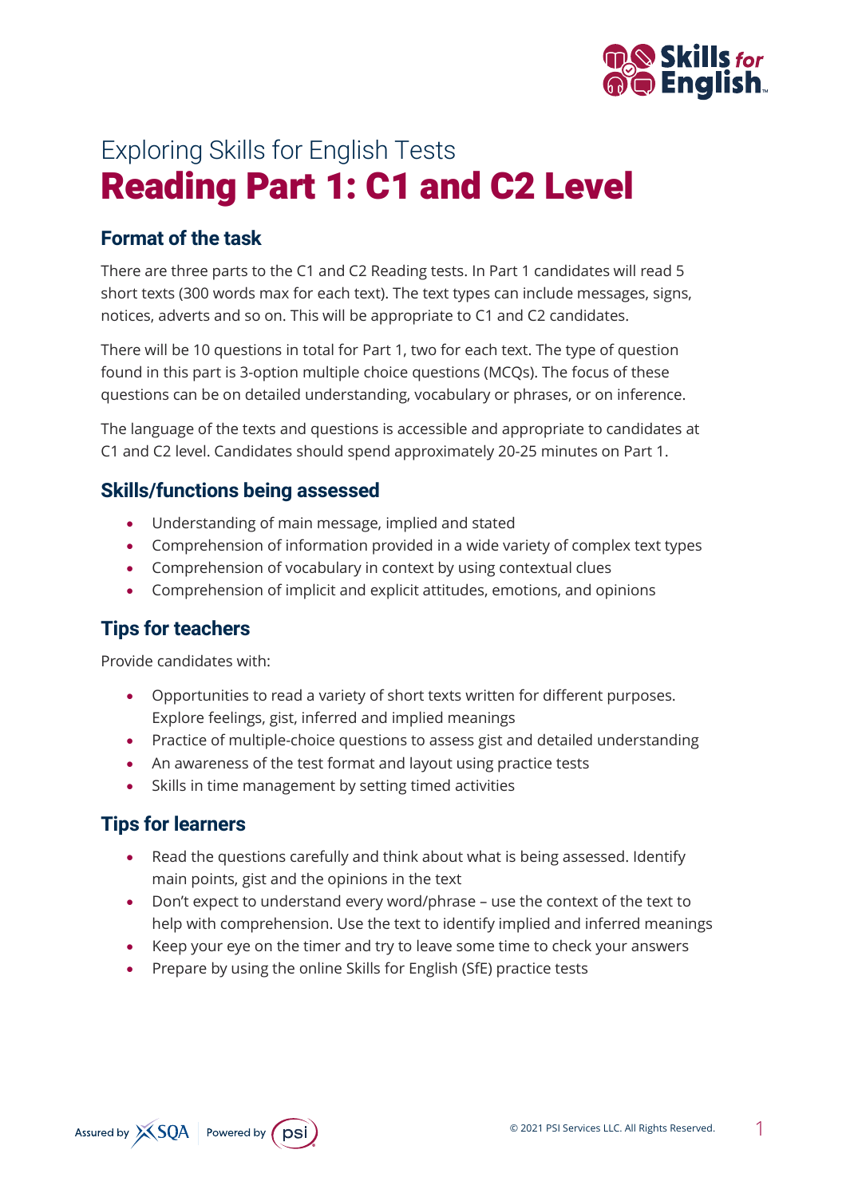# Exploring Skills for English Tests

# Reading Part 1: C1 and C2 Level

## Format of the task

There are three parts to the C1 and C2 Reading tests. In Part 1 candidates will read 5 short texts (300 words max for each text). The text types can include messages, signs, notices, adverts and so on. This will be appropriate to C1 and C2 candidates.

There will be 10 questions in total for Part 1, two for each text. The type of question found in this part is 3-option multiple choice questions (MCQs). The focus of these questions can be on detailed understanding, vocabulary or phrases, or on inference.

The language of the texts and questions is accessible and appropriate to candidates at C1 and C2 level. Candidates should spend approximately 20-25 minutes on Part 1.

## Skills/functions being assessed

- Understanding of main message, implied and stated
- Comprehension of information provided in a wide variety of complex text types
- Comprehension of vocabulary in context by using contextual clues
- Comprehension of implicit and explicit attitudes, emotions, and opinions

## Tips for teachers

Provide candidates with:

- Opportunities to read a variety of short texts written for different purposes. Explore feelings, gist, inferred and implied meanings
- Practice of multiple-choice questions to assess gist and detailed understanding
- An awareness of the test format and layout using practice tests
- Skills in time management by setting timed activities

## Tips for learners

- Read the questions carefully and think about what is being assessed. Identify main points, gist and the opinions in the text
- Don't expect to understand every word/phrase – use the context of the text to help with comprehension. Use the text to identify implied and inferred meanings
- Keep your eye on the timer and try to leave some time to check your answers
- Prepare by using the online Skills for English (SfE) practice tests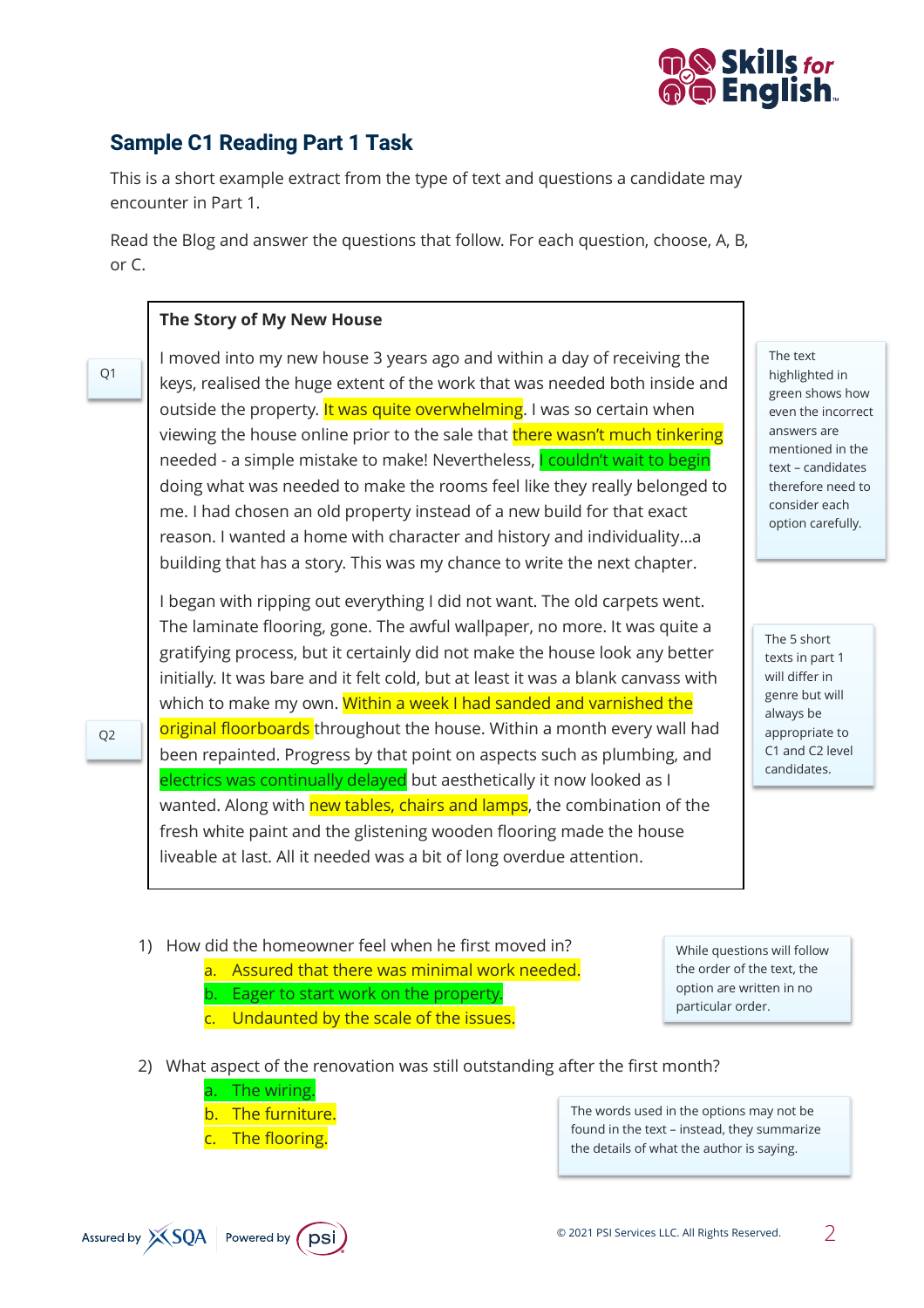## Sample C1 Reading Part 1 Task

This is a short example extract from the type of text and questions a candidate may encounter in Part 1.

Read the Blog and answer the questions that follow. For each question, choose, A, B, or C.

> **The Story of My New House**
>
> Q1
>
> I moved into my new house 3 years ago and within a day of receiving the keys, realised the huge extent of the work that was needed both inside and outside the property. It was quite overwhelming. I was so certain when viewing the house online prior to the sale that there wasn't much tinkering needed - a simple mistake to make! Nevertheless, I couldn't wait to begin doing what was needed to make the rooms feel like they really belonged to me. I had chosen an old property instead of a new build for that exact reason. I wanted a home with character and history and individuality…a building that has a story. This was my chance to write the next chapter.
>
> Q2
>
> I began with ripping out everything I did not want. The old carpets went. The laminate flooring, gone. The awful wallpaper, no more. It was quite a gratifying process, but it certainly did not make the house look any better initially. It was bare and it felt cold, but at least it was a blank canvass with which to make my own. Within a week I had sanded and varnished the original floorboards throughout the house. Within a month every wall had been repainted. Progress by that point on aspects such as plumbing, and electrics was continually delayed but aesthetically it now looked as I wanted. Along with new tables, chairs and lamps, the combination of the fresh white paint and the glistening wooden flooring made the house liveable at last. All it needed was a bit of long overdue attention.

The text highlighted in green shows how even the incorrect answers are mentioned in the text – candidates therefore need to consider each option carefully.

The 5 short texts in part 1 will differ in genre but will always be appropriate to C1 and C2 level candidates.

1) How did the homeowner feel when he first moved in?
   a. Assured that there was minimal work needed.
   b. Eager to start work on the property.
   c. Undaunted by the scale of the issues.

While questions will follow the order of the text, the option are written in no particular order.

2) What aspect of the renovation was still outstanding after the first month?
   a. The wiring.
   b. The furniture.
   c. The flooring.

The words used in the options may not be found in the text – instead, they summarize the details of what the author is saying.

Assured by SQA | Powered by psi

© 2021 PSI Services LLC. All Rights Reserved.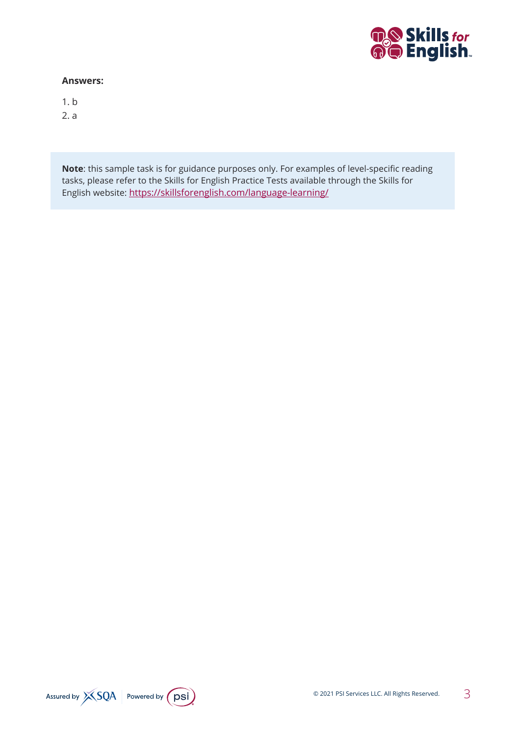**Answers:**

1. b
2. a

**Note**: this sample task is for guidance purposes only. For examples of level-specific reading tasks, please refer to the Skills for English Practice Tests available through the Skills for English website: [https://skillsforenglish.com/language-learning/](https://skillsforenglish.com/language-learning/)